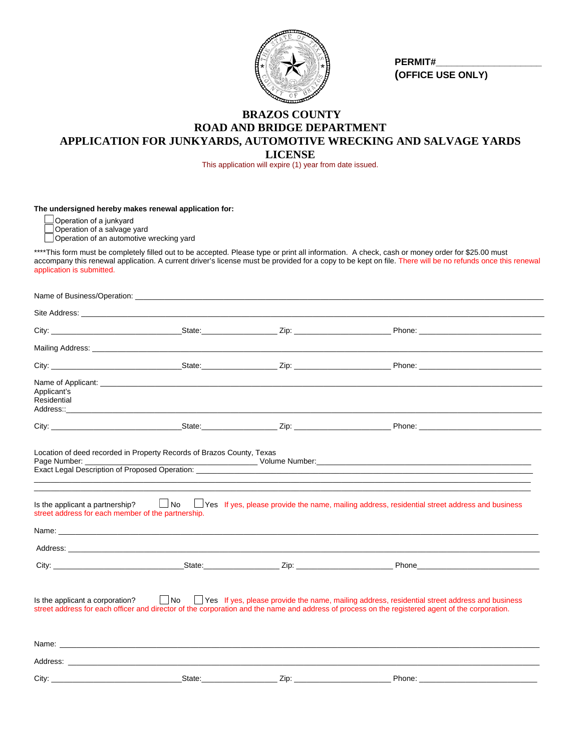PERMIT#____________________
**(OFFICE USE ONLY)**

# BRAZOS COUNTY
# ROAD AND BRIDGE DEPARTMENT
# APPLICATION FOR JUNKYARDS, AUTOMOTIVE WRECKING AND SALVAGE YARDS LICENSE

This application will expire (1) year from date issued.

**The undersigned hereby makes renewal application for:**

- ☐ Operation of a junkyard
- ☐ Operation of a salvage yard
- ☐ Operation of an automotive wrecking yard

****This form must be completely filled out to be accepted. Please type or print all information. A check, cash or money order for $25.00 must accompany this renewal application. A current driver's license must be provided for a copy to be kept on file. There will be no refunds once this renewal application is submitted.

Name of Business/Operation: ____________________

Site Address: ____________________

City: ____________ State: ____________ Zip: ____________ Phone: ____________

Mailing Address: ____________________

City: ____________ State: ____________ Zip: ____________ Phone: ____________

Name of Applicant: ____________________

Applicant's Residential Address:: ____________________

City: ____________ State: ____________ Zip: ____________ Phone: ____________

Location of deed recorded in Property Records of Brazos County, Texas
Page Number: ____________ Volume Number: ____________
Exact Legal Description of Proposed Operation: ____________________

____________________

____________________

Is the applicant a partnership? ☐ No ☐ Yes If yes, please provide the name, mailing address, residential street address and business street address for each member of the partnership.

Name: ____________________

Address: ____________________

City: ____________ State: ____________ Zip: ____________ Phone ____________

Is the applicant a corporation? ☐ No ☐ Yes If yes, please provide the name, mailing address, residential street address and business street address for each officer and director of the corporation and the name and address of process on the registered agent of the corporation.

Name: ____________________

Address: ____________________

City: ____________ State: ____________ Zip: ____________ Phone: ____________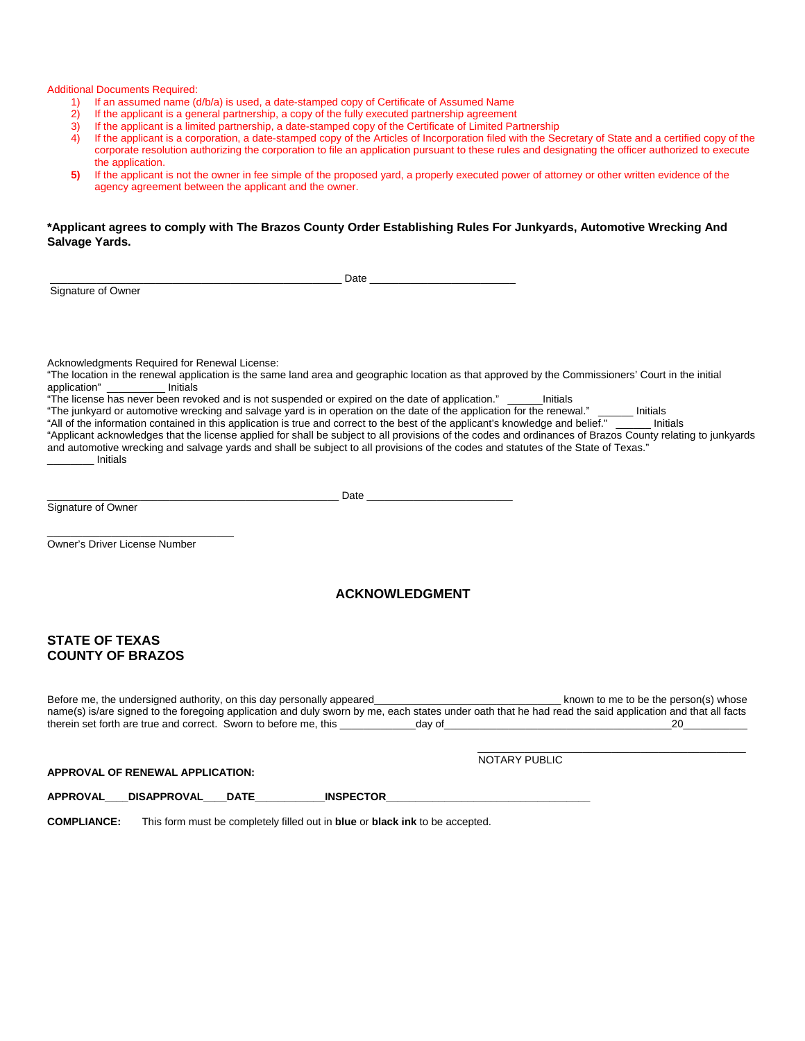Additional Documents Required:

1) If an assumed name (d/b/a) is used, a date-stamped copy of Certificate of Assumed Name
2) If the applicant is a general partnership, a copy of the fully executed partnership agreement
3) If the applicant is a limited partnership, a date-stamped copy of the Certificate of Limited Partnership
4) If the applicant is a corporation, a date-stamped copy of the Articles of Incorporation filed with the Secretary of State and a certified copy of the corporate resolution authorizing the corporation to file an application pursuant to these rules and designating the officer authorized to execute the application.
5) If the applicant is not the owner in fee simple of the proposed yard, a properly executed power of attorney or other written evidence of the agency agreement between the applicant and the owner.

**\*Applicant agrees to comply with The Brazos County Order Establishing Rules For Junkyards, Automotive Wrecking And Salvage Yards.**

__________________________________________________ Date ________________________
Signature of Owner

Acknowledgments Required for Renewal License:

"The location in the renewal application is the same land area and geographic location as that approved by the Commissioners' Court in the initial application" __________ Initials

"The license has never been revoked and is not suspended or expired on the date of application." ______Initials

"The junkyard or automotive wrecking and salvage yard is in operation on the date of the application for the renewal." ______ Initials

"All of the information contained in this application is true and correct to the best of the applicant's knowledge and belief." ______ Initials

"Applicant acknowledges that the license applied for shall be subject to all provisions of the codes and ordinances of Brazos County relating to junkyards and automotive wrecking and salvage yards and shall be subject to all provisions of the codes and statutes of the State of Texas." ________ Initials

__________________________________________________ Date ________________________
Signature of Owner

________________________________
Owner's Driver License Number

## ACKNOWLEDGMENT

**STATE OF TEXAS**
**COUNTY OF BRAZOS**

Before me, the undersigned authority, on this day personally appeared________________________________ known to me to be the person(s) whose name(s) is/are signed to the foregoing application and duly sworn by me, each states under oath that he had read the said application and that all facts therein set forth are true and correct. Sworn to before me, this _____________day of_______________________________________20___________

______________________________________________
NOTARY PUBLIC

**APPROVAL OF RENEWAL APPLICATION:**

**APPROVAL**____**DISAPPROVAL**____**DATE**____________**INSPECTOR**___________________________________

**COMPLIANCE:** This form must be completely filled out in **blue** or **black ink** to be accepted.